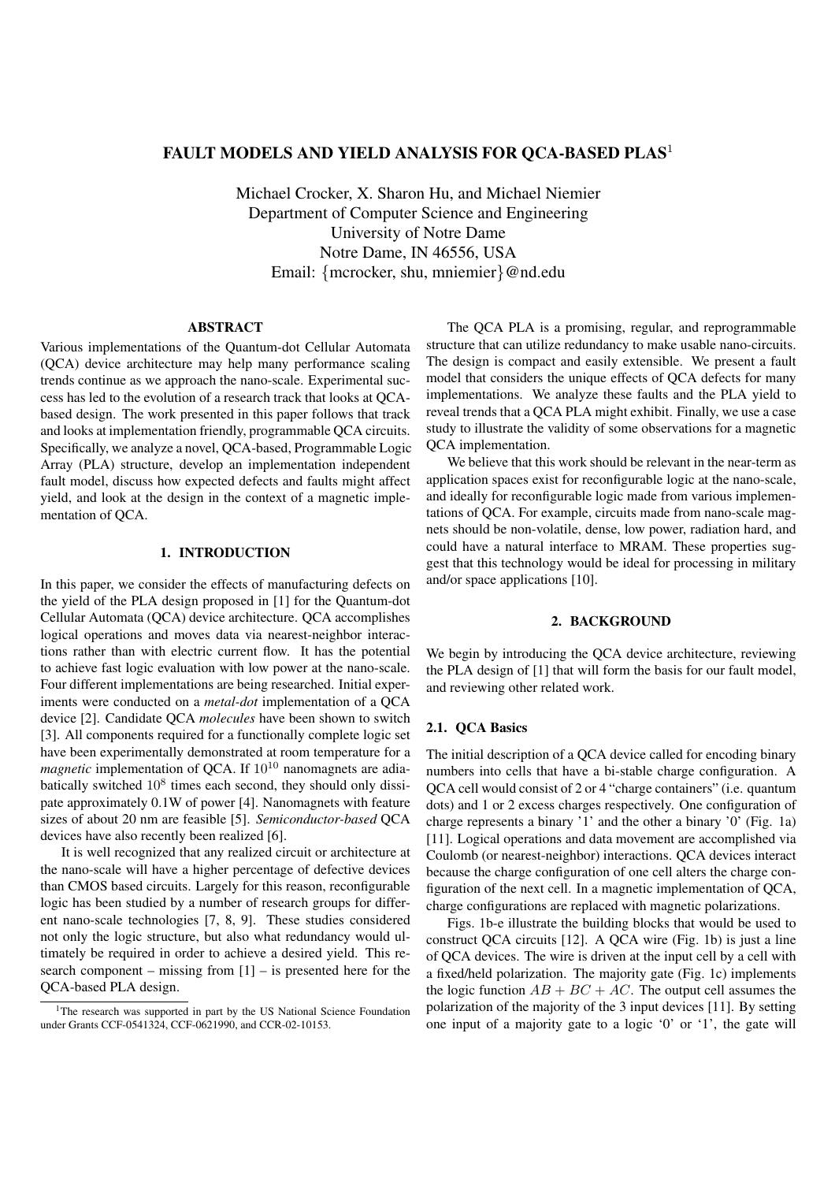# FAULT MODELS AND YIELD ANALYSIS FOR QCA-BASED PLAS[1]

Michael Crocker, X. Sharon Hu, and Michael Niemier
Department of Computer Science and Engineering
University of Notre Dame
Notre Dame, IN 46556, USA
Email: {mcrocker, shu, mniemier}@nd.edu

## ABSTRACT

Various implementations of the Quantum-dot Cellular Automata (QCA) device architecture may help many performance scaling trends continue as we approach the nano-scale. Experimental success has led to the evolution of a research track that looks at QCA-based design. The work presented in this paper follows that track and looks at implementation friendly, programmable QCA circuits. Specifically, we analyze a novel, QCA-based, Programmable Logic Array (PLA) structure, develop an implementation independent fault model, discuss how expected defects and faults might affect yield, and look at the design in the context of a magnetic implementation of QCA.

## 1. INTRODUCTION

In this paper, we consider the effects of manufacturing defects on the yield of the PLA design proposed in [1] for the Quantum-dot Cellular Automata (QCA) device architecture. QCA accomplishes logical operations and moves data via nearest-neighbor interactions rather than with electric current flow. It has the potential to achieve fast logic evaluation with low power at the nano-scale. Four different implementations are being researched. Initial experiments were conducted on a *metal-dot* implementation of a QCA device [2]. Candidate QCA *molecules* have been shown to switch [3]. All components required for a functionally complete logic set have been experimentally demonstrated at room temperature for a *magnetic* implementation of QCA. If $10^{10}$ nanomagnets are adiabatically switched $10^{8}$ times each second, they should only dissipate approximately 0.1W of power [4]. Nanomagnets with feature sizes of about 20 nm are feasible [5]. *Semiconductor-based* QCA devices have also recently been realized [6].

It is well recognized that any realized circuit or architecture at the nano-scale will have a higher percentage of defective devices than CMOS based circuits. Largely for this reason, reconfigurable logic has been studied by a number of research groups for different nano-scale technologies [7, 8, 9]. These studies considered not only the logic structure, but also what redundancy would ultimately be required in order to achieve a desired yield. This research component – missing from [1] – is presented here for the QCA-based PLA design.

The QCA PLA is a promising, regular, and reprogrammable structure that can utilize redundancy to make usable nano-circuits. The design is compact and easily extensible. We present a fault model that considers the unique effects of QCA defects for many implementations. We analyze these faults and the PLA yield to reveal trends that a QCA PLA might exhibit. Finally, we use a case study to illustrate the validity of some observations for a magnetic QCA implementation.

We believe that this work should be relevant in the near-term as application spaces exist for reconfigurable logic at the nano-scale, and ideally for reconfigurable logic made from various implementations of QCA. For example, circuits made from nano-scale magnets should be non-volatile, dense, low power, radiation hard, and could have a natural interface to MRAM. These properties suggest that this technology would be ideal for processing in military and/or space applications [10].

## 2. BACKGROUND

We begin by introducing the QCA device architecture, reviewing the PLA design of [1] that will form the basis for our fault model, and reviewing other related work.

### 2.1. QCA Basics

The initial description of a QCA device called for encoding binary numbers into cells that have a bi-stable charge configuration. A QCA cell would consist of 2 or 4 "charge containers" (i.e. quantum dots) and 1 or 2 excess charges respectively. One configuration of charge represents a binary '1' and the other a binary '0' (Fig. 1a) [11]. Logical operations and data movement are accomplished via Coulomb (or nearest-neighbor) interactions. QCA devices interact because the charge configuration of one cell alters the charge configuration of the next cell. In a magnetic implementation of QCA, charge configurations are replaced with magnetic polarizations.

Figs. 1b-e illustrate the building blocks that would be used to construct QCA circuits [12]. A QCA wire (Fig. 1b) is just a line of QCA devices. The wire is driven at the input cell by a cell with a fixed/held polarization. The majority gate (Fig. 1c) implements the logic function $AB + BC + AC$. The output cell assumes the polarization of the majority of the 3 input devices [11]. By setting one input of a majority gate to a logic '0' or '1', the gate will

[1] The research was supported in part by the US National Science Foundation under Grants CCF-0541324, CCF-0621990, and CCR-02-10153.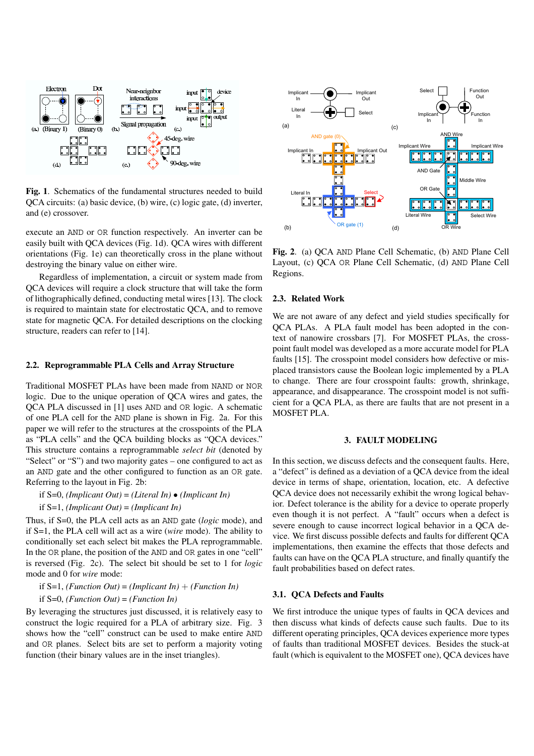Fig. 1. Schematics of the fundamental structures needed to build QCA circuits: (a) basic device, (b) wire, (c) logic gate, (d) inverter, and (e) crossover.

execute an AND or OR function respectively. An inverter can be easily built with QCA devices (Fig. 1d). QCA wires with different orientations (Fig. 1e) can theoretically cross in the plane without destroying the binary value on either wire.

Regardless of implementation, a circuit or system made from QCA devices will require a clock structure that will take the form of lithographically defined, conducting metal wires [13]. The clock is required to maintain state for electrostatic QCA, and to remove state for magnetic QCA. For detailed descriptions on the clocking structure, readers can refer to [14].

## 2.2. Reprogrammable PLA Cells and Array Structure

Traditional MOSFET PLAs have been made from NAND or NOR logic. Due to the unique operation of QCA wires and gates, the QCA PLA discussed in [1] uses AND and OR logic. A schematic of one PLA cell for the AND plane is shown in Fig. 2a. For this paper we will refer to the structures at the crosspoints of the PLA as "PLA cells" and the QCA building blocks as "QCA devices." This structure contains a reprogrammable *select bit* (denoted by "Select" or "S") and two majority gates – one configured to act as an AND gate and the other configured to function as an OR gate. Referring to the layout in Fig. 2b:

if S=0, *(Implicant Out)* = *(Literal In)* • *(Implicant In)*

if S=1, *(Implicant Out)* = *(Implicant In)*

Thus, if S=0, the PLA cell acts as an AND gate (*logic* mode), and if S=1, the PLA cell will act as a wire (*wire* mode). The ability to conditionally set each select bit makes the PLA reprogrammable. In the OR plane, the position of the AND and OR gates in one "cell" is reversed (Fig. 2c). The select bit should be set to 1 for *logic* mode and 0 for *wire* mode:

if S=1, *(Function Out)* = *(Implicant In)* + *(Function In)*

if S=0, *(Function Out)* = *(Function In)*

By leveraging the structures just discussed, it is relatively easy to construct the logic required for a PLA of arbitrary size. Fig. 3 shows how the "cell" construct can be used to make entire AND and OR planes. Select bits are set to perform a majority voting function (their binary values are in the inset triangles).

Fig. 2. (a) QCA AND Plane Cell Schematic, (b) AND Plane Cell Layout, (c) QCA OR Plane Cell Schematic, (d) AND Plane Cell Regions.

## 2.3. Related Work

We are not aware of any defect and yield studies specifically for QCA PLAs. A PLA fault model has been adopted in the context of nanowire crossbars [7]. For MOSFET PLAs, the crosspoint fault model was developed as a more accurate model for PLA faults [15]. The crosspoint model considers how defective or misplaced transistors cause the Boolean logic implemented by a PLA to change. There are four crosspoint faults: growth, shrinkage, appearance, and disappearance. The crosspoint model is not sufficient for a QCA PLA, as there are faults that are not present in a MOSFET PLA.

# 3. FAULT MODELING

In this section, we discuss defects and the consequent faults. Here, a "defect" is defined as a deviation of a QCA device from the ideal device in terms of shape, orientation, location, etc. A defective QCA device does not necessarily exhibit the wrong logical behavior. Defect tolerance is the ability for a device to operate properly even though it is not perfect. A "fault" occurs when a defect is severe enough to cause incorrect logical behavior in a QCA device. We first discuss possible defects and faults for different QCA implementations, then examine the effects that those defects and faults can have on the QCA PLA structure, and finally quantify the fault probabilities based on defect rates.

## 3.1. QCA Defects and Faults

We first introduce the unique types of faults in QCA devices and then discuss what kinds of defects cause such faults. Due to its different operating principles, QCA devices experience more types of faults than traditional MOSFET devices. Besides the stuck-at fault (which is equivalent to the MOSFET one), QCA devices have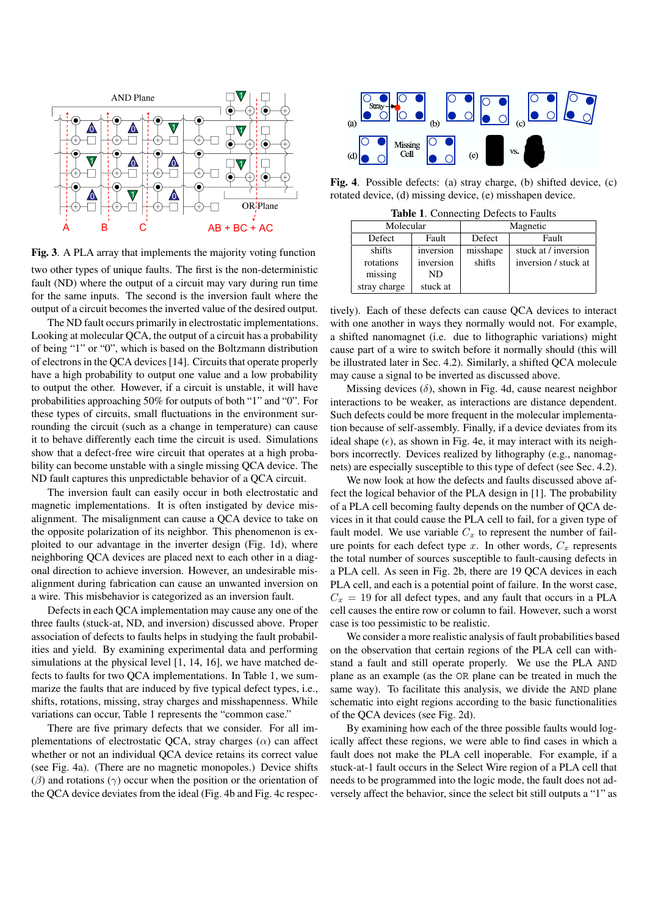**Fig. 3.** A PLA array that implements the majority voting function

two other types of unique faults. The first is the non-deterministic fault (ND) where the output of a circuit may vary during run time for the same inputs. The second is the inversion fault where the output of a circuit becomes the inverted value of the desired output.

The ND fault occurs primarily in electrostatic implementations. Looking at molecular QCA, the output of a circuit has a probability of being "1" or "0", which is based on the Boltzmann distribution of electrons in the QCA devices [14]. Circuits that operate properly have a high probability to output one value and a low probability to output the other. However, if a circuit is unstable, it will have probabilities approaching 50% for outputs of both "1" and "0". For these types of circuits, small fluctuations in the environment surrounding the circuit (such as a change in temperature) can cause it to behave differently each time the circuit is used. Simulations show that a defect-free wire circuit that operates at a high probability can become unstable with a single missing QCA device. The ND fault captures this unpredictable behavior of a QCA circuit.

The inversion fault can easily occur in both electrostatic and magnetic implementations. It is often instigated by device misalignment. The misalignment can cause a QCA device to take on the opposite polarization of its neighbor. This phenomenon is exploited to our advantage in the inverter design (Fig. 1d), where neighboring QCA devices are placed next to each other in a diagonal direction to achieve inversion. However, an undesirable misalignment during fabrication can cause an unwanted inversion on a wire. This misbehavior is categorized as an inversion fault.

Defects in each QCA implementation may cause any one of the three faults (stuck-at, ND, and inversion) discussed above. Proper association of defects to faults helps in studying the fault probabilities and yield. By examining experimental data and performing simulations at the physical level [1, 14, 16], we have matched defects to faults for two QCA implementations. In Table 1, we summarize the faults that are induced by five typical defect types, i.e., shifts, rotations, missing, stray charges and misshapenness. While variations can occur, Table 1 represents the "common case."

There are five primary defects that we consider. For all implementations of electrostatic QCA, stray charges ($\alpha$) can affect whether or not an individual QCA device retains its correct value (see Fig. 4a). (There are no magnetic monopoles.) Device shifts ($\beta$) and rotations ($\gamma$) occur when the position or the orientation of the QCA device deviates from the ideal (Fig. 4b and Fig. 4c respectively). Each of these defects can cause QCA devices to interact with one another in ways they normally would not. For example, a shifted nanomagnet (i.e. due to lithographic variations) might cause part of a wire to switch before it normally should (this will be illustrated later in Sec. 4.2). Similarly, a shifted QCA molecule may cause a signal to be inverted as discussed above.

**Fig. 4.** Possible defects: (a) stray charge, (b) shifted device, (c) rotated device, (d) missing device, (e) misshapen device.

**Table 1.** Connecting Defects to Faults

| Molecular | | Magnetic | |
|---|---|---|---|
| Defect | Fault | Defect | Fault |
| shifts | inversion | misshape | stuck at / inversion |
| rotations | inversion | shifts | inversion / stuck at |
| missing | ND | | |
| stray charge | stuck at | | |

Missing devices ($\delta$), shown in Fig. 4d, cause nearest neighbor interactions to be weaker, as interactions are distance dependent. Such defects could be more frequent in the molecular implementation because of self-assembly. Finally, if a device deviates from its ideal shape ($\epsilon$), as shown in Fig. 4e, it may interact with its neighbors incorrectly. Devices realized by lithography (e.g., nanomagnets) are especially susceptible to this type of defect (see Sec. 4.2).

We now look at how the defects and faults discussed above affect the logical behavior of the PLA design in [1]. The probability of a PLA cell becoming faulty depends on the number of QCA devices in it that could cause the PLA cell to fail, for a given type of fault model. We use variable $C_x$ to represent the number of failure points for each defect type $x$. In other words, $C_x$ represents the total number of sources susceptible to fault-causing defects in a PLA cell. As seen in Fig. 2b, there are 19 QCA devices in each PLA cell, and each is a potential point of failure. In the worst case, $C_x = 19$ for all defect types, and any fault that occurs in a PLA cell causes the entire row or column to fail. However, such a worst case is too pessimistic to be realistic.

We consider a more realistic analysis of fault probabilities based on the observation that certain regions of the PLA cell can withstand a fault and still operate properly. We use the PLA AND plane as an example (as the OR plane can be treated in much the same way). To facilitate this analysis, we divide the AND plane schematic into eight regions according to the basic functionalities of the QCA devices (see Fig. 2d).

By examining how each of the three possible faults would logically affect these regions, we were able to find cases in which a fault does not make the PLA cell inoperable. For example, if a stuck-at-1 fault occurs in the Select Wire region of a PLA cell that needs to be programmed into the logic mode, the fault does not adversely affect the behavior, since the select bit still outputs a "1" as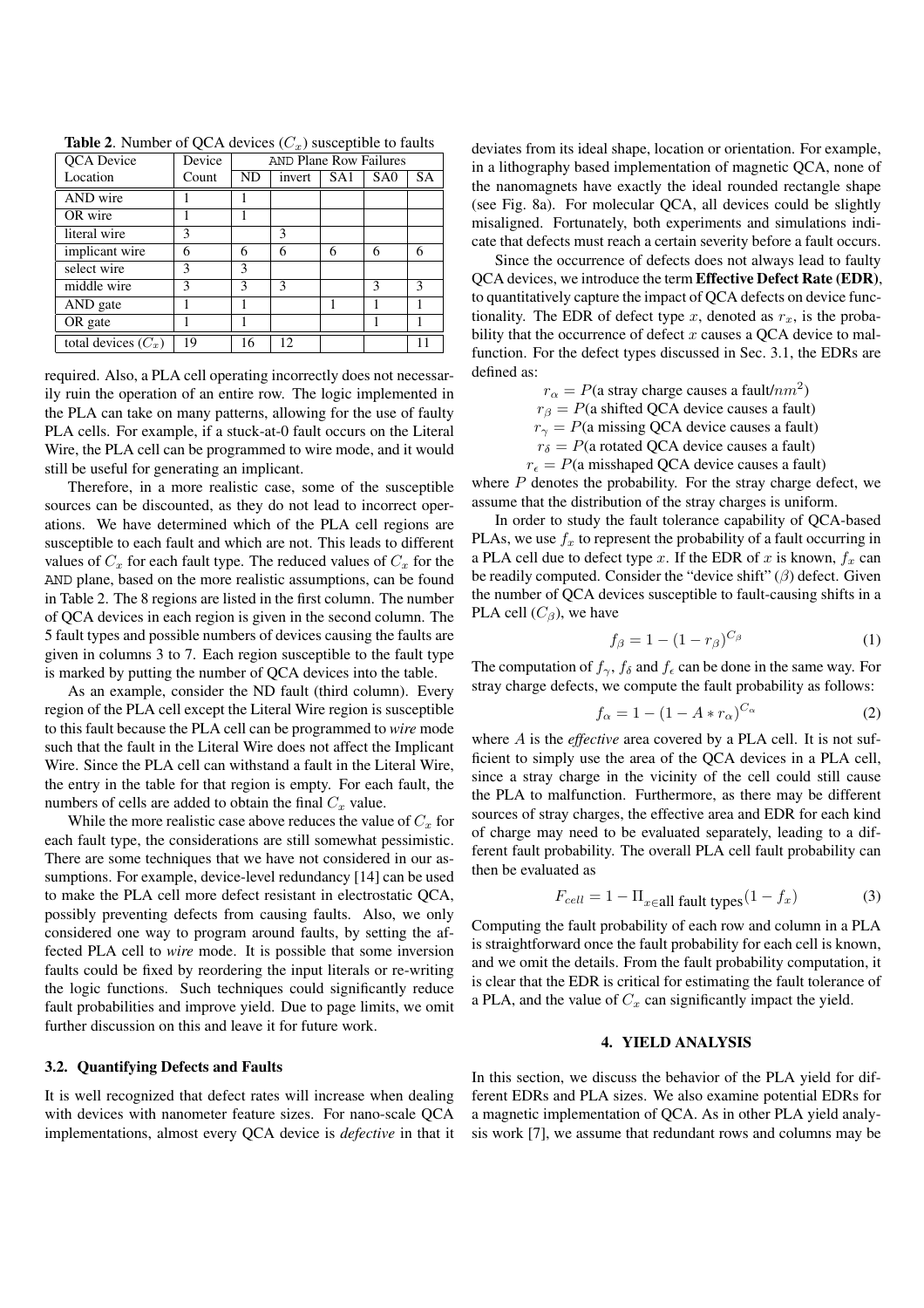**Table 2.** Number of QCA devices ($C_x$) susceptible to faults

| QCA Device Location | Device Count | AND Plane Row Failures | | | | |
|---|---|---|---|---|---|---|
| | | ND | invert | SA1 | SA0 | SA |
| AND wire | 1 | 1 | | | | |
| OR wire | 1 | 1 | | | | |
| literal wire | 3 | | 3 | | | |
| implicant wire | 6 | 6 | 6 | 6 | 6 | 6 |
| select wire | 3 | 3 | | | | |
| middle wire | 3 | 3 | 3 | | 3 | 3 |
| AND gate | 1 | 1 | | 1 | 1 | 1 |
| OR gate | 1 | 1 | | | 1 | 1 |
| total devices ($C_x$) | 19 | 16 | 12 | | | 11 |

required. Also, a PLA cell operating incorrectly does not necessarily ruin the operation of an entire row. The logic implemented in the PLA can take on many patterns, allowing for the use of faulty PLA cells. For example, if a stuck-at-0 fault occurs on the Literal Wire, the PLA cell can be programmed to wire mode, and it would still be useful for generating an implicant.

Therefore, in a more realistic case, some of the susceptible sources can be discounted, as they do not lead to incorrect operations. We have determined which of the PLA cell regions are susceptible to each fault and which are not. This leads to different values of $C_x$ for each fault type. The reduced values of $C_x$ for the AND plane, based on the more realistic assumptions, can be found in Table 2. The 8 regions are listed in the first column. The number of QCA devices in each region is given in the second column. The 5 fault types and possible numbers of devices causing the faults are given in columns 3 to 7. Each region susceptible to the fault type is marked by putting the number of QCA devices into the table.

As an example, consider the ND fault (third column). Every region of the PLA cell except the Literal Wire region is susceptible to this fault because the PLA cell can be programmed to *wire* mode such that the fault in the Literal Wire does not affect the Implicant Wire. Since the PLA cell can withstand a fault in the Literal Wire, the entry in the table for that region is empty. For each fault, the numbers of cells are added to obtain the final $C_x$ value.

While the more realistic case above reduces the value of $C_x$ for each fault type, the considerations are still somewhat pessimistic. There are some techniques that we have not considered in our assumptions. For example, device-level redundancy [14] can be used to make the PLA cell more defect resistant in electrostatic QCA, possibly preventing defects from causing faults. Also, we only considered one way to program around faults, by setting the affected PLA cell to *wire* mode. It is possible that some inversion faults could be fixed by reordering the input literals or re-writing the logic functions. Such techniques could significantly reduce fault probabilities and improve yield. Due to page limits, we omit further discussion on this and leave it for future work.

### 3.2. Quantifying Defects and Faults

It is well recognized that defect rates will increase when dealing with devices with nanometer feature sizes. For nano-scale QCA implementations, almost every QCA device is *defective* in that it deviates from its ideal shape, location or orientation. For example, in a lithography based implementation of magnetic QCA, none of the nanomagnets have exactly the ideal rounded rectangle shape (see Fig. 8a). For molecular QCA, all devices could be slightly misaligned. Fortunately, both experiments and simulations indicate that defects must reach a certain severity before a fault occurs.

Since the occurrence of defects does not always lead to faulty QCA devices, we introduce the term **Effective Defect Rate (EDR)**, to quantitatively capture the impact of QCA defects on device functionality. The EDR of defect type $x$, denoted as $r_x$, is the probability that the occurrence of defect $x$ causes a QCA device to malfunction. For the defect types discussed in Sec. 3.1, the EDRs are defined as:

$$r_\alpha = P(\text{a stray charge causes a fault}/nm^2)$$
$$r_\beta = P(\text{a shifted QCA device causes a fault})$$
$$r_\gamma = P(\text{a missing QCA device causes a fault})$$
$$r_\delta = P(\text{a rotated QCA device causes a fault})$$
$$r_\epsilon = P(\text{a misshaped QCA device causes a fault})$$

where $P$ denotes the probability. For the stray charge defect, we assume that the distribution of the stray charges is uniform.

In order to study the fault tolerance capability of QCA-based PLAs, we use $f_x$ to represent the probability of a fault occurring in a PLA cell due to defect type $x$. If the EDR of $x$ is known, $f_x$ can be readily computed. Consider the "device shift" ($\beta$) defect. Given the number of QCA devices susceptible to fault-causing shifts in a PLA cell ($C_\beta$), we have

$$f_\beta = 1 - (1 - r_\beta)^{C_\beta} \tag{1}$$

The computation of $f_\gamma$, $f_\delta$ and $f_\epsilon$ can be done in the same way. For stray charge defects, we compute the fault probability as follows:

$$f_\alpha = 1 - (1 - A * r_\alpha)^{C_\alpha} \tag{2}$$

where $A$ is the *effective* area covered by a PLA cell. It is not sufficient to simply use the area of the QCA devices in a PLA cell, since a stray charge in the vicinity of the cell could still cause the PLA to malfunction. Furthermore, as there may be different sources of stray charges, the effective area and EDR for each kind of charge may need to be evaluated separately, leading to a different fault probability. The overall PLA cell fault probability can then be evaluated as

$$F_{cell} = 1 - \Pi_{x \in \text{all fault types}}(1 - f_x) \tag{3}$$

Computing the fault probability of each row and column in a PLA is straightforward once the fault probability for each cell is known, and we omit the details. From the fault probability computation, it is clear that the EDR is critical for estimating the fault tolerance of a PLA, and the value of $C_x$ can significantly impact the yield.

## 4. YIELD ANALYSIS

In this section, we discuss the behavior of the PLA yield for different EDRs and PLA sizes. We also examine potential EDRs for a magnetic implementation of QCA. As in other PLA yield analysis work [7], we assume that redundant rows and columns may be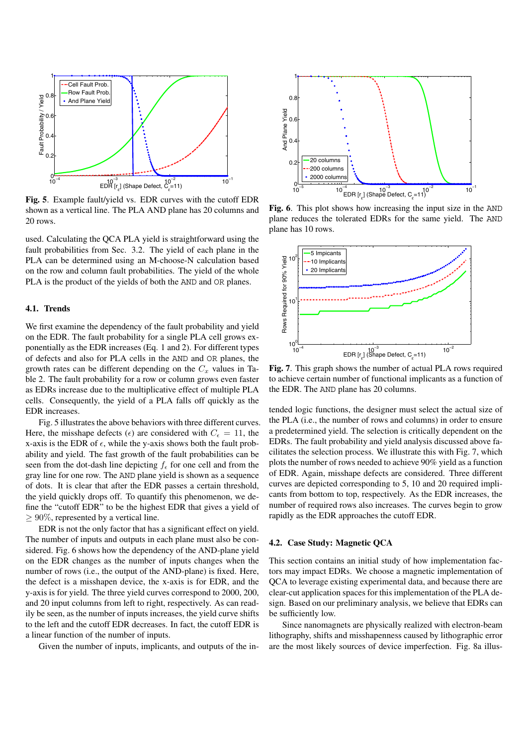**Fig. 5**. Example fault/yield vs. EDR curves with the cutoff EDR shown as a vertical line. The PLA AND plane has 20 columns and 20 rows.

used. Calculating the QCA PLA yield is straightforward using the fault probabilities from Sec. 3.2. The yield of each plane in the PLA can be determined using an M-choose-N calculation based on the row and column fault probabilities. The yield of the whole PLA is the product of the yields of both the AND and OR planes.

### 4.1. Trends

We first examine the dependency of the fault probability and yield on the EDR. The fault probability for a single PLA cell grows exponentially as the EDR increases (Eq. 1 and 2). For different types of defects and also for PLA cells in the AND and OR planes, the growth rates can be different depending on the $C_x$ values in Table 2. The fault probability for a row or column grows even faster as EDRs increase due to the multiplicative effect of multiple PLA cells. Consequently, the yield of a PLA falls off quickly as the EDR increases.

Fig. 5 illustrates the above behaviors with three different curves. Here, the misshape defects ($\epsilon$) are considered with $C_\epsilon = 11$, the x-axis is the EDR of $\epsilon$, while the y-axis shows both the fault probability and yield. The fast growth of the fault probabilities can be seen from the dot-dash line depicting $f_\epsilon$ for one cell and from the gray line for one row. The AND plane yield is shown as a sequence of dots. It is clear that after the EDR passes a certain threshold, the yield quickly drops off. To quantify this phenomenon, we define the "cutoff EDR" to be the highest EDR that gives a yield of $\geq 90\%$, represented by a vertical line.

EDR is not the only factor that has a significant effect on yield. The number of inputs and outputs in each plane must also be considered. Fig. 6 shows how the dependency of the AND-plane yield on the EDR changes as the number of inputs changes when the number of rows (i.e., the output of the AND-plane) is fixed. Here, the defect is a misshapen device, the x-axis is for EDR, and the y-axis is for yield. The three yield curves correspond to 2000, 200, and 20 input columns from left to right, respectively. As can readily be seen, as the number of inputs increases, the yield curve shifts to the left and the cutoff EDR decreases. In fact, the cutoff EDR is a linear function of the number of inputs.

Given the number of inputs, implicants, and outputs of the in-

**Fig. 6**. This plot shows how increasing the input size in the AND plane reduces the tolerated EDRs for the same yield. The AND plane has 10 rows.

**Fig. 7**. This graph shows the number of actual PLA rows required to achieve certain number of functional implicants as a function of the EDR. The AND plane has 20 columns.

tended logic functions, the designer must select the actual size of the PLA (i.e., the number of rows and columns) in order to ensure a predetermined yield. The selection is critically dependent on the EDRs. The fault probability and yield analysis discussed above facilitates the selection process. We illustrate this with Fig. 7, which plots the number of rows needed to achieve 90% yield as a function of EDR. Again, misshape defects are considered. Three different curves are depicted corresponding to 5, 10 and 20 required implicants from bottom to top, respectively. As the EDR increases, the number of required rows also increases. The curves begin to grow rapidly as the EDR approaches the cutoff EDR.

### 4.2. Case Study: Magnetic QCA

This section contains an initial study of how implementation factors may impact EDRs. We choose a magnetic implementation of QCA to leverage existing experimental data, and because there are clear-cut application spaces for this implementation of the PLA design. Based on our preliminary analysis, we believe that EDRs can be sufficiently low.

Since nanomagnets are physically realized with electron-beam lithography, shifts and misshapenness caused by lithographic error are the most likely sources of device imperfection. Fig. 8a illus-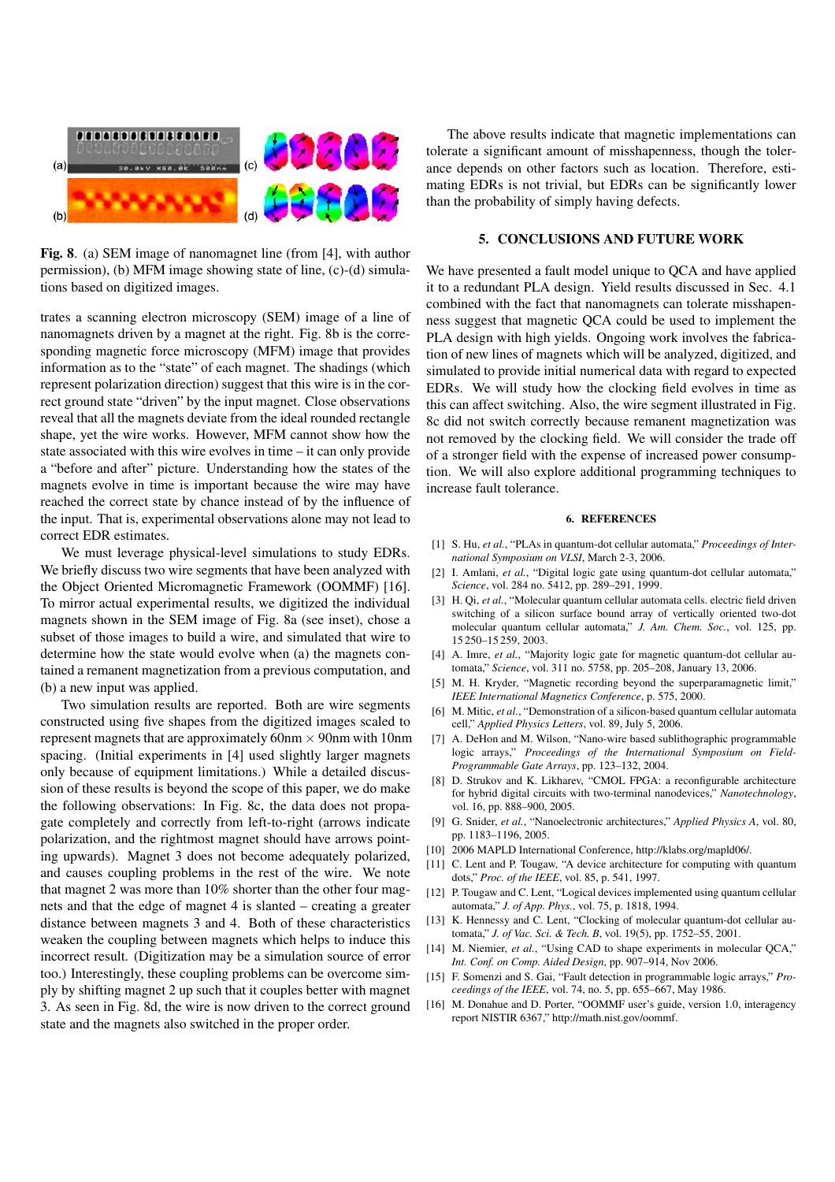**Fig. 8**. (a) SEM image of nanomagnet line (from [4], with author permission), (b) MFM image showing state of line, (c)-(d) simulations based on digitized images.

trates a scanning electron microscopy (SEM) image of a line of nanomagnets driven by a magnet at the right. Fig. 8b is the corresponding magnetic force microscopy (MFM) image that provides information as to the "state" of each magnet. The shadings (which represent polarization direction) suggest that this wire is in the correct ground state "driven" by the input magnet. Close observations reveal that all the magnets deviate from the ideal rounded rectangle shape, yet the wire works. However, MFM cannot show how the state associated with this wire evolves in time – it can only provide a "before and after" picture. Understanding how the states of the magnets evolve in time is important because the wire may have reached the correct state by chance instead of by the influence of the input. That is, experimental observations alone may not lead to correct EDR estimates.

We must leverage physical-level simulations to study EDRs. We briefly discuss two wire segments that have been analyzed with the Object Oriented Micromagnetic Framework (OOMMF) [16]. To mirror actual experimental results, we digitized the individual magnets shown in the SEM image of Fig. 8a (see inset), chose a subset of those images to build a wire, and simulated that wire to determine how the state would evolve when (a) the magnets contained a remanent magnetization from a previous computation, and (b) a new input was applied.

Two simulation results are reported. Both are wire segments constructed using five shapes from the digitized images scaled to represent magnets that are approximately 60nm × 90nm with 10nm spacing. (Initial experiments in [4] used slightly larger magnets only because of equipment limitations.) While a detailed discussion of these results is beyond the scope of this paper, we do make the following observations: In Fig. 8c, the data does not propagate completely and correctly from left-to-right (arrows indicate polarization, and the rightmost magnet should have arrows pointing upwards). Magnet 3 does not become adequately polarized, and causes coupling problems in the rest of the wire. We note that magnet 2 was more than 10% shorter than the other four magnets and that the edge of magnet 4 is slanted – creating a greater distance between magnets 3 and 4. Both of these characteristics weaken the coupling between magnets which helps to induce this incorrect result. (Digitization may be a simulation source of error too.) Interestingly, these coupling problems can be overcome simply by shifting magnet 2 up such that it couples better with magnet 3. As seen in Fig. 8d, the wire is now driven to the correct ground state and the magnets also switched in the proper order.

The above results indicate that magnetic implementations can tolerate a significant amount of misshapenness, though the tolerance depends on other factors such as location. Therefore, estimating EDRs is not trivial, but EDRs can be significantly lower than the probability of simply having defects.

## 5. CONCLUSIONS AND FUTURE WORK

We have presented a fault model unique to QCA and have applied it to a redundant PLA design. Yield results discussed in Sec. 4.1 combined with the fact that nanomagnets can tolerate misshapenness suggest that magnetic QCA could be used to implement the PLA design with high yields. Ongoing work involves the fabrication of new lines of magnets which will be analyzed, digitized, and simulated to provide initial numerical data with regard to expected EDRs. We will study how the clocking field evolves in time as this can affect switching. Also, the wire segment illustrated in Fig. 8c did not switch correctly because remanent magnetization was not removed by the clocking field. We will consider the trade off of a stronger field with the expense of increased power consumption. We will also explore additional programming techniques to increase fault tolerance.

## 6. REFERENCES

[1] S. Hu, *et al.*, "PLAs in quantum-dot cellular automata," *Proceedings of International Symposium on VLSI*, March 2-3, 2006.

[2] I. Amlani, *et al.*, "Digital logic gate using quantum-dot cellular automata," *Science*, vol. 284 no. 5412, pp. 289–291, 1999.

[3] H. Qi, *et al.*, "Molecular quantum cellular automata cells. electric field driven switching of a silicon surface bound array of vertically oriented two-dot molecular quantum cellular automata," *J. Am. Chem. Soc.*, vol. 125, pp. 15 250–15 259, 2003.

[4] A. Imre, *et al.*, "Majority logic gate for magnetic quantum-dot cellular automata," *Science*, vol. 311 no. 5758, pp. 205–208, January 13, 2006.

[5] M. H. Kryder, "Magnetic recording beyond the superparamagnetic limit," *IEEE International Magnetics Conference*, p. 575, 2000.

[6] M. Mitic, *et al.*, "Demonstration of a silicon-based quantum cellular automata cell," *Applied Physics Letters*, vol. 89, July 5, 2006.

[7] A. DeHon and M. Wilson, "Nano-wire based sublithographic programmable logic arrays," *Proceedings of the International Symposium on Field-Programmable Gate Arrays*, pp. 123–132, 2004.

[8] D. Strukov and K. Likharev, "CMOL FPGA: a reconfigurable architecture for hybrid digital circuits with two-terminal nanodevices," *Nanotechnology*, vol. 16, pp. 888–900, 2005.

[9] G. Snider, *et al.*, "Nanoelectronic architectures," *Applied Physics A*, vol. 80, pp. 1183–1196, 2005.

[10] 2006 MAPLD International Conference, http://klabs.org/mapld06/.

[11] C. Lent and P. Tougaw, "A device architecture for computing with quantum dots," *Proc. of the IEEE*, vol. 85, p. 541, 1997.

[12] P. Tougaw and C. Lent, "Logical devices implemented using quantum cellular automata," *J. of App. Phys.*, vol. 75, p. 1818, 1994.

[13] K. Hennessy and C. Lent, "Clocking of molecular quantum-dot cellular automata," *J. of Vac. Sci. & Tech. B*, vol. 19(5), pp. 1752–55, 2001.

[14] M. Niemier, *et al.*, "Using CAD to shape experiments in molecular QCA," *Int. Conf. on Comp. Aided Design*, pp. 907–914, Nov 2006.

[15] F. Somenzi and S. Gai, "Fault detection in programmable logic arrays," *Proceedings of the IEEE*, vol. 74, no. 5, pp. 655–667, May 1986.

[16] M. Donahue and D. Porter, "OOMMF user's guide, version 1.0, interagency report NISTIR 6367," http://math.nist.gov/oommf.